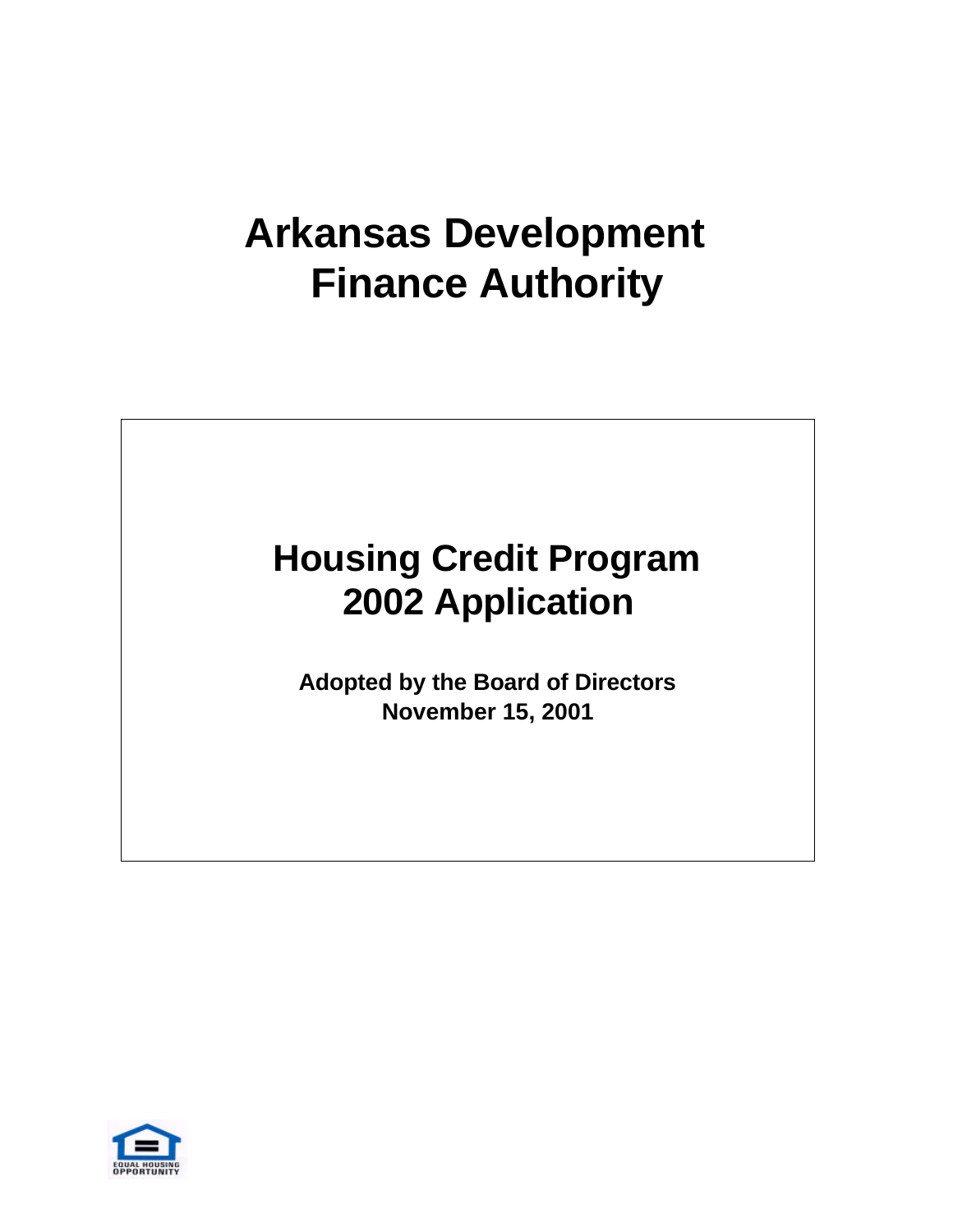# Arkansas Development Finance Authority

## Housing Credit Program 2002 Application

**Adopted by the Board of Directors**
**November 15, 2001**

EQUAL HOUSING OPPORTUNITY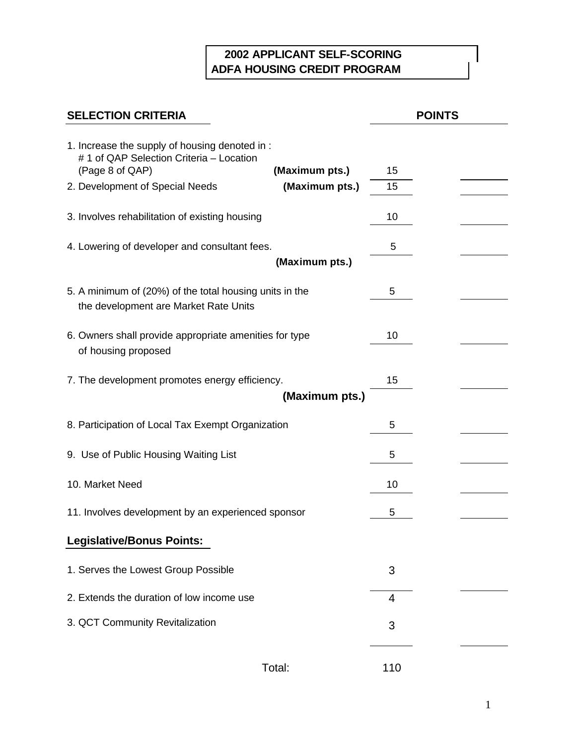# 2002 APPLICANT SELF-SCORING
# ADFA HOUSING CREDIT PROGRAM

| SELECTION CRITERIA | | POINTS | |
|---|---|---|---|
| 1. Increase the supply of housing denoted in : # 1 of QAP Selection Criteria – Location (Page 8 of QAP) | **(Maximum pts.)** | 15 | |
| 2. Development of Special Needs | **(Maximum pts.)** | 15 | |
| 3. Involves rehabilitation of existing housing | | 10 | |
| 4. Lowering of developer and consultant fees. | **(Maximum pts.)** | 5 | |
| 5. A minimum of (20%) of the total housing units in the the development are Market Rate Units | | 5 | |
| 6. Owners shall provide appropriate amenities for type of housing proposed | | 10 | |
| 7. The development promotes energy efficiency. | **(Maximum pts.)** | 15 | |
| 8. Participation of Local Tax Exempt Organization | | 5 | |
| 9. Use of Public Housing Waiting List | | 5 | |
| 10. Market Need | | 10 | |
| 11. Involves development by an experienced sponsor | | 5 | |
| **Legislative/Bonus Points:** | | | |
| 1. Serves the Lowest Group Possible | | 3 | |
| 2. Extends the duration of low income use | | 4 | |
| 3. QCT Community Revitalization | | 3 | |
| | Total: | 110 | |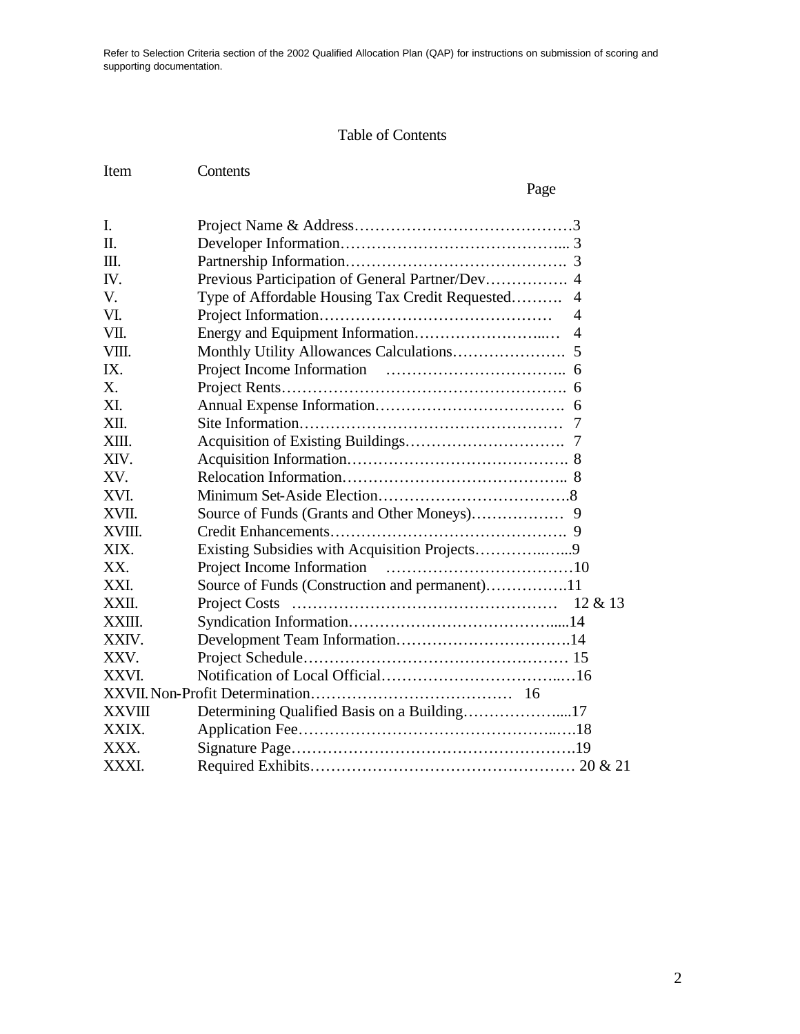Refer to Selection Criteria section of the 2002 Qualified Allocation Plan (QAP) for instructions on submission of scoring and supporting documentation.

# Table of Contents

| Item | Contents | Page |
|---|---|---|
| I. | Project Name & Address | 3 |
| II. | Developer Information | 3 |
| III. | Partnership Information | 3 |
| IV. | Previous Participation of General Partner/Dev | 4 |
| V. | Type of Affordable Housing Tax Credit Requested | 4 |
| VI. | Project Information | 4 |
| VII. | Energy and Equipment Information | 4 |
| VIII. | Monthly Utility Allowances Calculations | 5 |
| IX. | Project Income Information | 6 |
| X. | Project Rents | 6 |
| XI. | Annual Expense Information | 6 |
| XII. | Site Information | 7 |
| XIII. | Acquisition of Existing Buildings | 7 |
| XIV. | Acquisition Information | 8 |
| XV. | Relocation Information | 8 |
| XVI. | Minimum Set-Aside Election | 8 |
| XVII. | Source of Funds (Grants and Other Moneys) | 9 |
| XVIII. | Credit Enhancements | 9 |
| XIX. | Existing Subsidies with Acquisition Projects | 9 |
| XX. | Project Income Information | 10 |
| XXI. | Source of Funds (Construction and permanent) | 11 |
| XXII. | Project Costs | 12 & 13 |
| XXIII. | Syndication Information | 14 |
| XXIV. | Development Team Information | 14 |
| XXV. | Project Schedule | 15 |
| XXVI. | Notification of Local Official | 16 |
| XXVII. | Non-Profit Determination | 16 |
| XXVIII | Determining Qualified Basis on a Building | 17 |
| XXIX. | Application Fee | 18 |
| XXX. | Signature Page | 19 |
| XXXI. | Required Exhibits | 20 & 21 |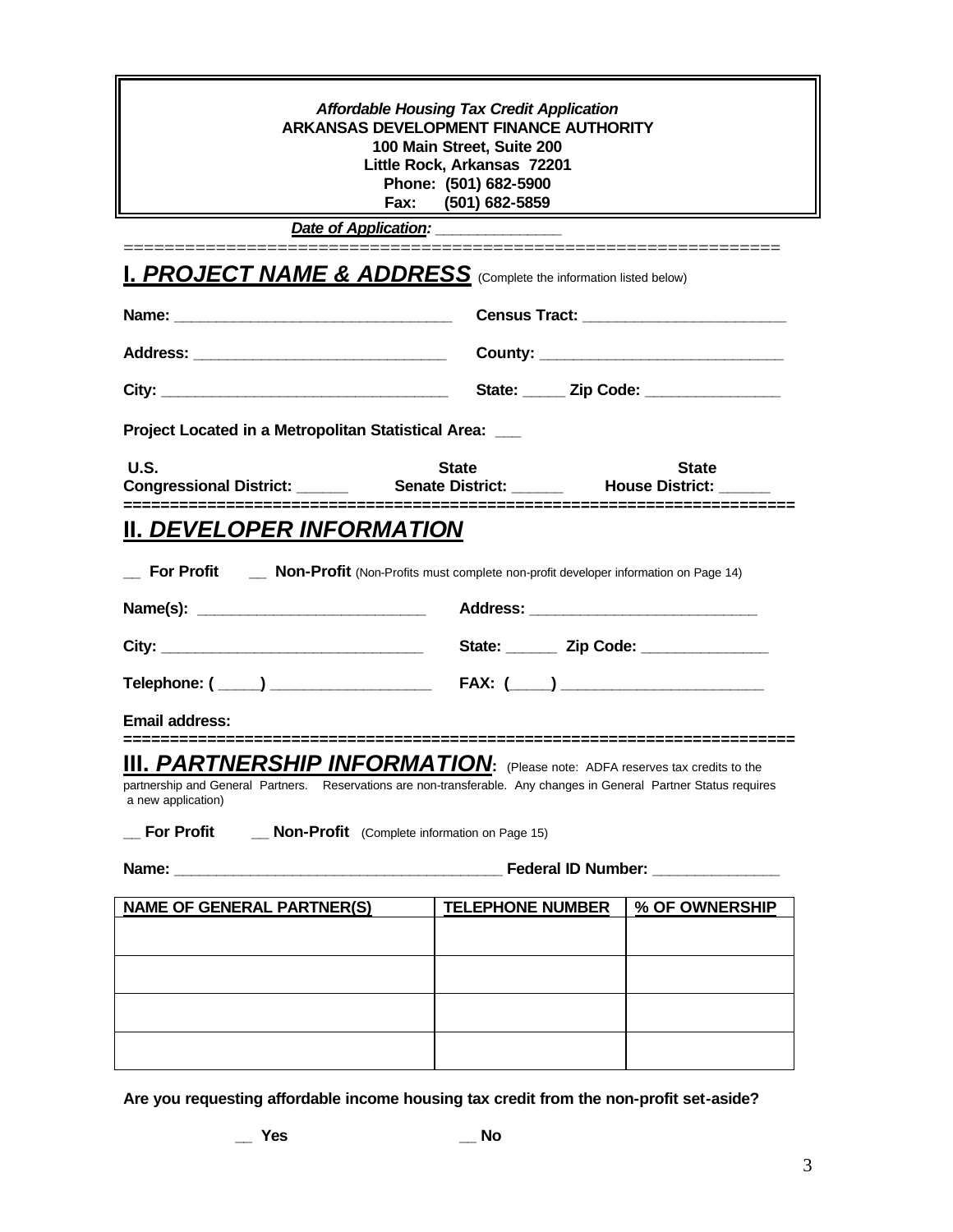*Affordable Housing Tax Credit Application*
**ARKANSAS DEVELOPMENT FINANCE AUTHORITY**
**100 Main Street, Suite 200**
**Little Rock, Arkansas 72201**
**Phone: (501) 682-5900**
**Fax: (501) 682-5859**

***Date of Application:*** _______________

================================================================

# I. *PROJECT NAME & ADDRESS* (Complete the information listed below)

**Name:** __________________________________ **Census Tract:** ________________________

**Address:** ______________________________ **County:** _____________________________

**City:** ___________________________________ **State:** _____ **Zip Code:** ________________

**Project Located in a Metropolitan Statistical Area:** ___

**U.S. Congressional District:** ______ **State Senate District:** ______ **State House District:** ______

================================================================

# II. *DEVELOPER INFORMATION*

__ **For Profit** __ **Non-Profit** (Non-Profits must complete non-profit developer information on Page 14)

**Name(s):** ___________________________ **Address:** ___________________________

**City:** _______________________________ **State:** ______ **Zip Code:** _______________

**Telephone: ( _____)** ___________________ **FAX: (_____)** ________________________

**Email address:**

================================================================

# III. *PARTNERSHIP INFORMATION*: (Please note: ADFA reserves tax credits to the partnership and General Partners. Reservations are non-transferable. Any changes in General Partner Status requires a new application)

__ **For Profit** __ **Non-Profit** (Complete information on Page 15)

**Name:** ________________________________________ **Federal ID Number:** _______________

| NAME OF GENERAL PARTNER(S) | TELEPHONE NUMBER | % OF OWNERSHIP |
|---|---|---|
| | | |
| | | |
| | | |
| | | |

**Are you requesting affordable income housing tax credit from the non-profit set-aside?**

__ **Yes** __ **No**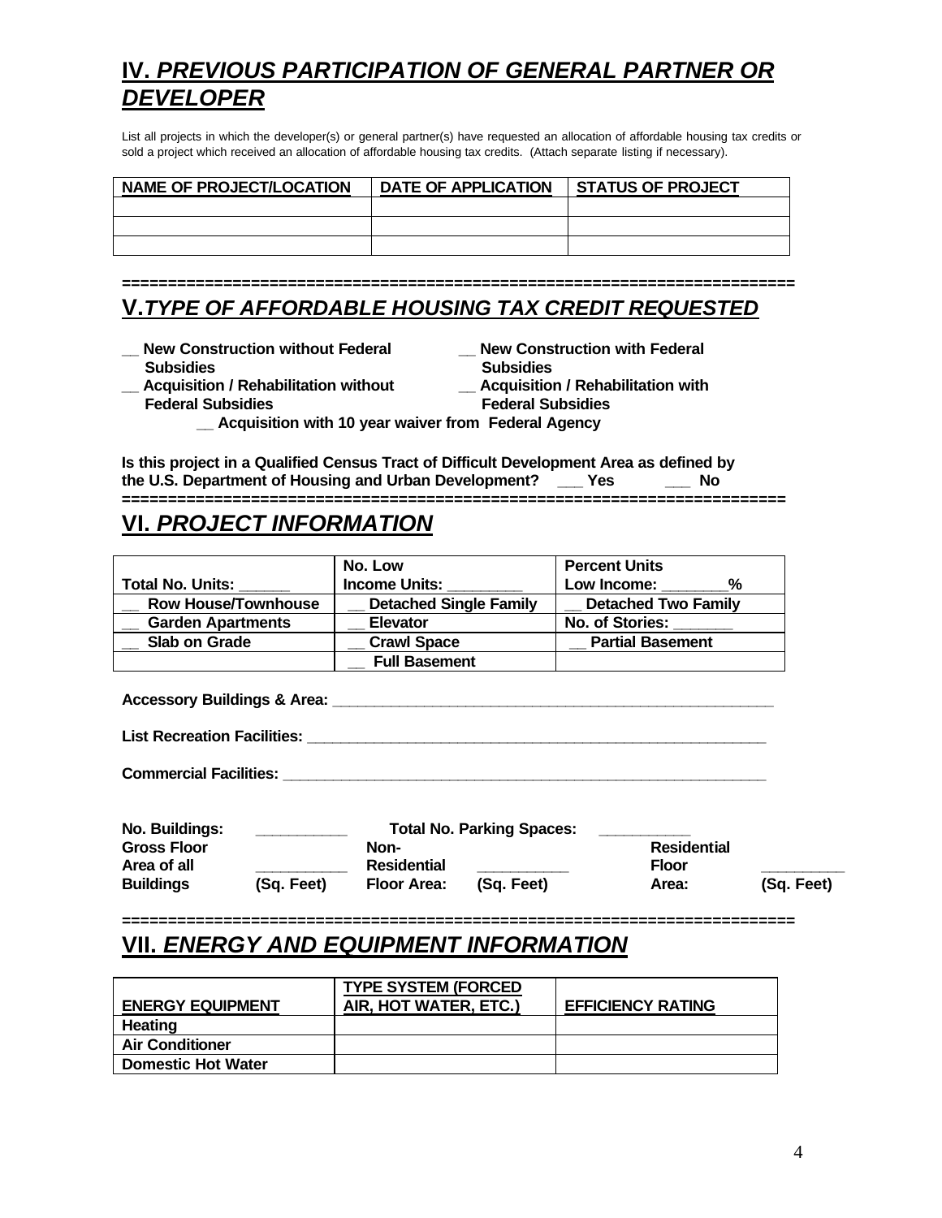## IV. *PREVIOUS PARTICIPATION OF GENERAL PARTNER OR DEVELOPER*

List all projects in which the developer(s) or general partner(s) have requested an allocation of affordable housing tax credits or sold a project which received an allocation of affordable housing tax credits. (Attach separate listing if necessary).

| NAME OF PROJECT/LOCATION | DATE OF APPLICATION | STATUS OF PROJECT |
|---|---|---|
| | | |
| | | |
| | | |

=======================================================================

## V. *TYPE OF AFFORDABLE HOUSING TAX CREDIT REQUESTED*

**__ New Construction without Federal Subsidies**

**__ New Construction with Federal Subsidies**

**__ Acquisition / Rehabilitation without Federal Subsidies**

**__ Acquisition / Rehabilitation with Federal Subsidies**

**__ Acquisition with 10 year waiver from Federal Agency**

**Is this project in a Qualified Census Tract of Difficult Development Area as defined by the U.S. Department of Housing and Urban Development? ___ Yes ___ No**

=======================================================================

## VI. *PROJECT INFORMATION*

| | | |
|---|---|---|
| **Total No. Units: ______** | **No. Low Income Units: _________** | **Percent Units Low Income: ________%** |
| **__ Row House/Townhouse** | **__ Detached Single Family** | **__ Detached Two Family** |
| **__ Garden Apartments** | **__ Elevator** | **No. of Stories: _______** |
| **__ Slab on Grade** | **__ Crawl Space** | **__ Partial Basement** |
| | **__ Full Basement** | |

**Accessory Buildings & Area: ______________________________________________________**

**List Recreation Facilities: ________________________________________________________**

**Commercial Facilities: ___________________________________________________________**

**No. Buildings: __________ Total No. Parking Spaces: __________**

**Gross Floor Area of all Buildings __________ (Sq. Feet)**

**Non-Residential Floor Area: __________ (Sq. Feet)**

**Residential Floor Area: __________ (Sq. Feet)**

=======================================================================

## VII. *ENERGY AND EQUIPMENT INFORMATION*

| ENERGY EQUIPMENT | TYPE SYSTEM (FORCED AIR, HOT WATER, ETC.) | EFFICIENCY RATING |
|---|---|---|
| **Heating** | | |
| **Air Conditioner** | | |
| **Domestic Hot Water** | | |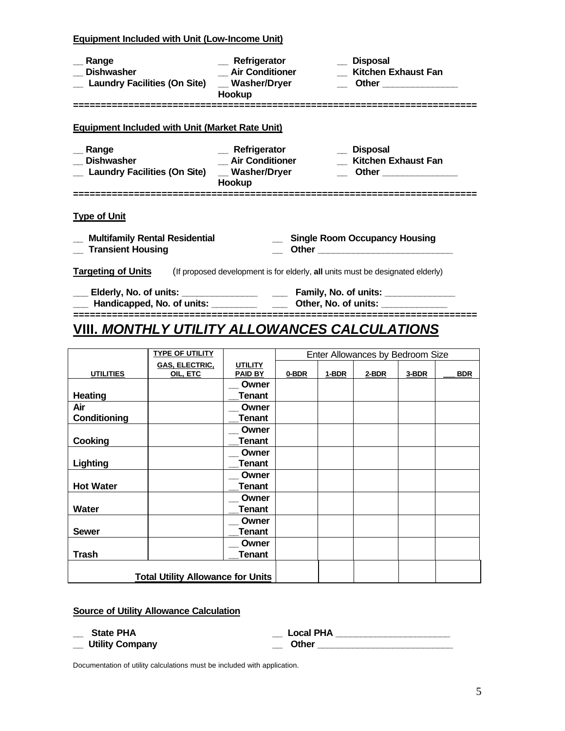**Equipment Included with Unit (Low-Income Unit)**

__ Range
__ Dishwasher
__ Laundry Facilities (On Site)
__ Refrigerator
__ Air Conditioner
__ Washer/Dryer Hookup
__ Disposal
__ Kitchen Exhaust Fan
__ Other _______________

===========================================================================

**Equipment Included with Unit (Market Rate Unit)**

__ Range
__ Dishwasher
__ Laundry Facilities (On Site)
__ Refrigerator
__ Air Conditioner
__ Washer/Dryer Hookup
__ Disposal
__ Kitchen Exhaust Fan
__ Other _______________

===========================================================================

**Type of Unit**

__ Multifamily Rental Residential
__ Transient Housing
__ Single Room Occupancy Housing
__ Other ___________________________

**Targeting of Units** (If proposed development is for elderly, **all** units must be designated elderly)

___ Elderly, No. of units: _______________
___ Handicapped, No. of units: _________
___ Family, No. of units: ______________
___ Other, No. of units: ______________

===========================================================================

# VIII. *MONTHLY UTILITY ALLOWANCES CALCULATIONS*

| UTILITIES | TYPE OF UTILITY GAS, ELECTRIC, OIL, ETC | UTILITY PAID BY | Enter Allowances by Bedroom Size 0-BDR | 1-BDR | 2-BDR | 3-BDR | ___ BDR |
|---|---|---|---|---|---|---|---|
| Heating | | __ Owner __Tenant | | | | | |
| Air Conditioning | | __ Owner __Tenant | | | | | |
| Cooking | | __ Owner __Tenant | | | | | |
| Lighting | | __ Owner __Tenant | | | | | |
| Hot Water | | __ Owner __Tenant | | | | | |
| Water | | __ Owner __Tenant | | | | | |
| Sewer | | __ Owner __Tenant | | | | | |
| Trash | | __ Owner __Tenant | | | | | |
| **Total Utility Allowance for Units** | | | | | | | |

**Source of Utility Allowance Calculation**

__ State PHA
__ Utility Company
__ Local PHA _______________________
__ Other ___________________________

Documentation of utility calculations must be included with application.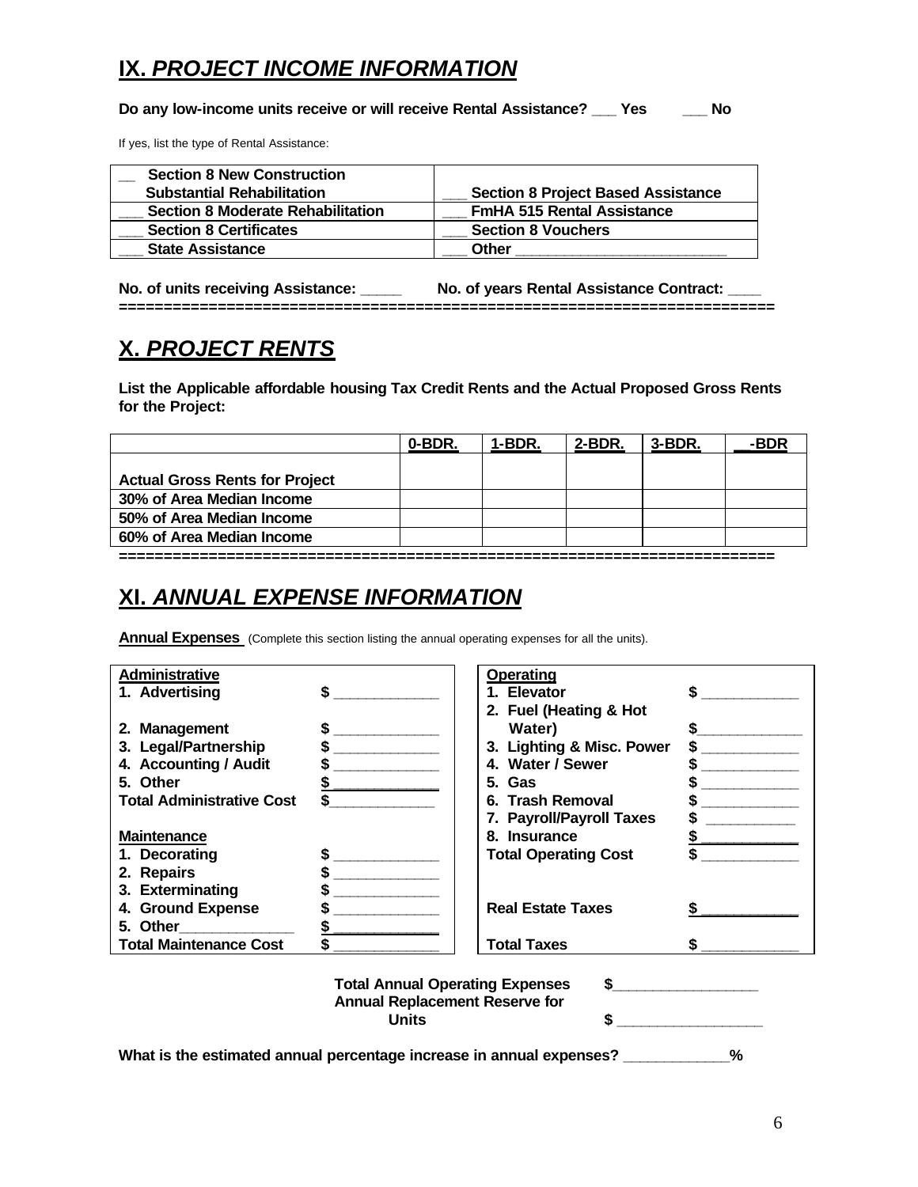## IX. *PROJECT INCOME INFORMATION*

**Do any low-income units receive or will receive Rental Assistance? ___ Yes ___ No**

If yes, list the type of Rental Assistance:

| | |
|---|---|
| __ **Section 8 New Construction Substantial Rehabilitation** | ___ **Section 8 Project Based Assistance** |
| ___ **Section 8 Moderate Rehabilitation** | ___ **FmHA 515 Rental Assistance** |
| ___ **Section 8 Certificates** | ___ **Section 8 Vouchers** |
| ___ **State Assistance** | ___ **Other ___________________________** |

**No. of units receiving Assistance: _____ No. of years Rental Assistance Contract: ____**

========================================================================

## X. *PROJECT RENTS*

**List the Applicable affordable housing Tax Credit Rents and the Actual Proposed Gross Rents for the Project:**

| | 0-BDR. | 1-BDR. | 2-BDR. | 3-BDR. | __-BDR |
|---|---|---|---|---|---|
| **Actual Gross Rents for Project** | | | | | |
| **30% of Area Median Income** | | | | | |
| **50% of Area Median Income** | | | | | |
| **60% of Area Median Income** | | | | | |

========================================================================

## XI. *ANNUAL EXPENSE INFORMATION*

**Annual Expenses** (Complete this section listing the annual operating expenses for all the units).

| | | | |
|---|---|---|---|
| **Administrative** | | **Operating** | |
| **1. Advertising** | $ _____________ | **1. Elevator** | $ ____________ |
| **2. Management** | $ _____________ | **2. Fuel (Heating & Hot Water)** | $_____________ |
| **3. Legal/Partnership** | $ _____________ | **3. Lighting & Misc. Power** | $ ____________ |
| **4. Accounting / Audit** | $ _____________ | **4. Water / Sewer** | $ ____________ |
| **5. Other** | $ _____________ | **5. Gas** | $ ____________ |
| **Total Administrative Cost** | $_____________ | **6. Trash Removal** | $ ____________ |
| | | **7. Payroll/Payroll Taxes** | $ ___________ |
| **Maintenance** | | **8. Insurance** | $ ____________ |
| **1. Decorating** | $ _____________ | **Total Operating Cost** | $ ____________ |
| **2. Repairs** | $ _____________ | | |
| **3. Exterminating** | $ _____________ | | |
| **4. Ground Expense** | $ _____________ | **Real Estate Taxes** | $ ____________ |
| **5. Other______________** | $ _____________ | | |
| **Total Maintenance Cost** | $ _____________ | **Total Taxes** | $ ____________ |

**Total Annual Operating Expenses** $_________________

**Annual Replacement Reserve for Units** $ _________________

**What is the estimated annual percentage increase in annual expenses? _____________%**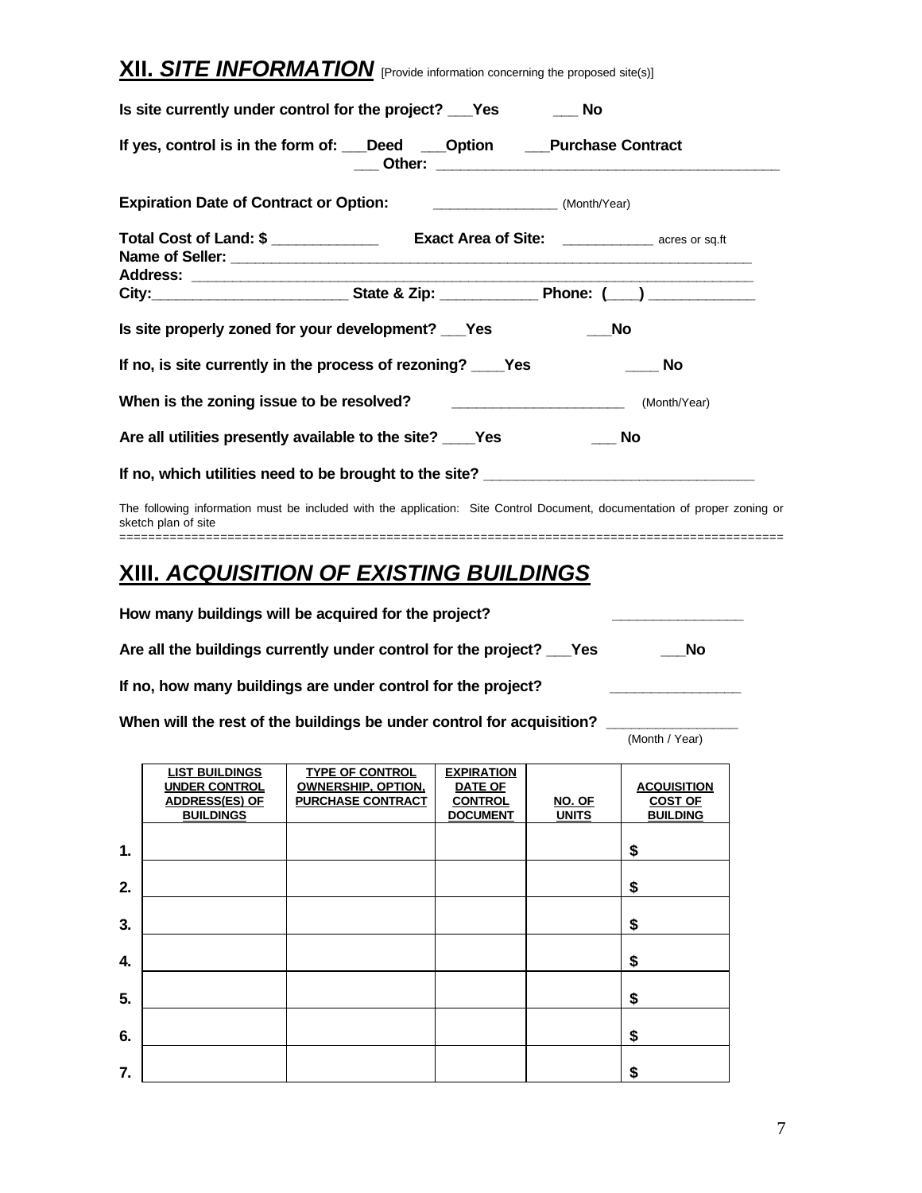## XII. *SITE INFORMATION* [Provide information concerning the proposed site(s)]

**Is site currently under control for the project? ___Yes ___ No**

**If yes, control is in the form of: ___Deed ___Option ___Purchase Contract**
**___ Other: ____________________________________________**

**Expiration Date of Contract or Option:** ________________ (Month/Year)

**Total Cost of Land: $ _____________ Exact Area of Site:** ____________ acres or sq.ft
**Name of Seller: ____________________________________________________________________**
**Address: _________________________________________________________________________**
**City:________________________ State & Zip: ____________ Phone: (____) _____________**

**Is site properly zoned for your development? ___Yes ___No**

**If no, is site currently in the process of rezoning? ____Yes ____ No**

**When is the zoning issue to be resolved?** ______________________ (Month/Year)

**Are all utilities presently available to the site? ____Yes ___ No**

**If no, which utilities need to be brought to the site? _________________________________**

The following information must be included with the application: Site Control Document, documentation of proper zoning or sketch plan of site

=========================================================================================

## XIII. *ACQUISITION OF EXISTING BUILDINGS*

**How many buildings will be acquired for the project?** ________________

**Are all the buildings currently under control for the project? ___Yes ___No**

**If no, how many buildings are under control for the project?** ________________

**When will the rest of the buildings be under control for acquisition?** ________________
(Month / Year)

| | LIST BUILDINGS UNDER CONTROL ADDRESS(ES) OF BUILDINGS | TYPE OF CONTROL OWNERSHIP, OPTION, PURCHASE CONTRACT | EXPIRATION DATE OF CONTROL DOCUMENT | NO. OF UNITS | ACQUISITION COST OF BUILDING |
|---|---|---|---|---|---|
| 1. | | | | | $ |
| 2. | | | | | $ |
| 3. | | | | | $ |
| 4. | | | | | $ |
| 5. | | | | | $ |
| 6. | | | | | $ |
| 7. | | | | | $ |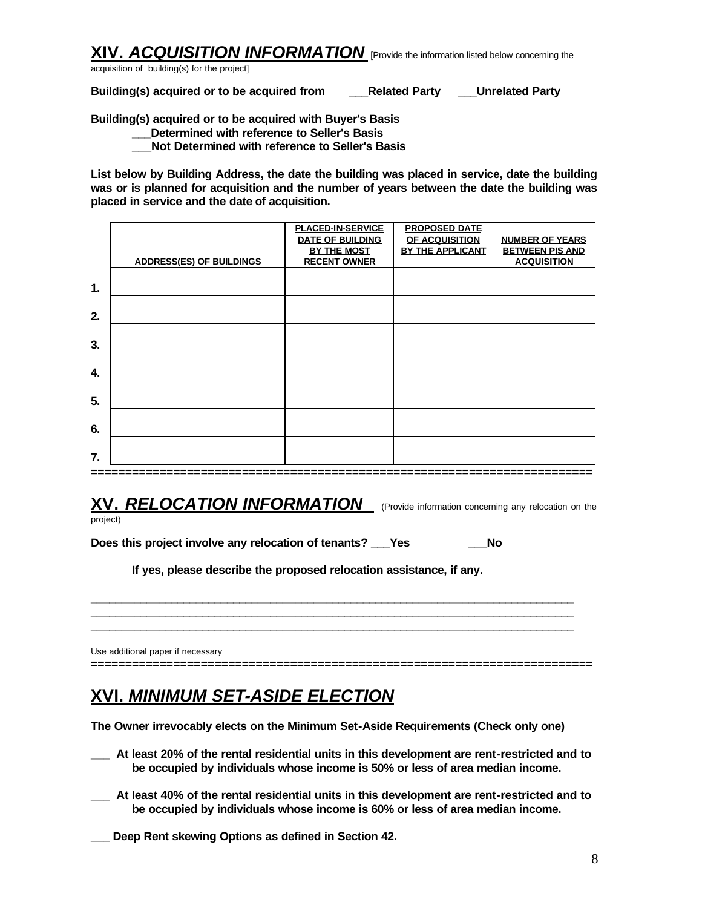## XIV. *ACQUISITION INFORMATION* [Provide the information listed below concerning the acquisition of building(s) for the project]

**Building(s) acquired or to be acquired from ___Related Party ___Unrelated Party**

**Building(s) acquired or to be acquired with Buyer's Basis**

**___Determined with reference to Seller's Basis**

**___Not Determined with reference to Seller's Basis**

**List below by Building Address, the date the building was placed in service, date the building was or is planned for acquisition and the number of years between the date the building was placed in service and the date of acquisition.**

| | ADDRESS(ES) OF BUILDINGS | PLACED-IN-SERVICE DATE OF BUILDING BY THE MOST RECENT OWNER | PROPOSED DATE OF ACQUISITION BY THE APPLICANT | NUMBER OF YEARS BETWEEN PIS AND ACQUISITION |
|---|---|---|---|---|
| 1. | | | | |
| 2. | | | | |
| 3. | | | | |
| 4. | | | | |
| 5. | | | | |
| 6. | | | | |
| 7. | | | | |

## XV. *RELOCATION INFORMATION* (Provide information concerning any relocation on the project)

**Does this project involve any relocation of tenants? ___Yes ___No**

**If yes, please describe the proposed relocation assistance, if any.**

_______________________________________________________________________________

_______________________________________________________________________________

_______________________________________________________________________________

Use additional paper if necessary

## XVI. *MINIMUM SET-ASIDE ELECTION*

**The Owner irrevocably elects on the Minimum Set-Aside Requirements (Check only one)**

___ **At least 20% of the rental residential units in this development are rent-restricted and to be occupied by individuals whose income is 50% or less of area median income.**

___ **At least 40% of the rental residential units in this development are rent-restricted and to be occupied by individuals whose income is 60% or less of area median income.**

___ **Deep Rent skewing Options as defined in Section 42.**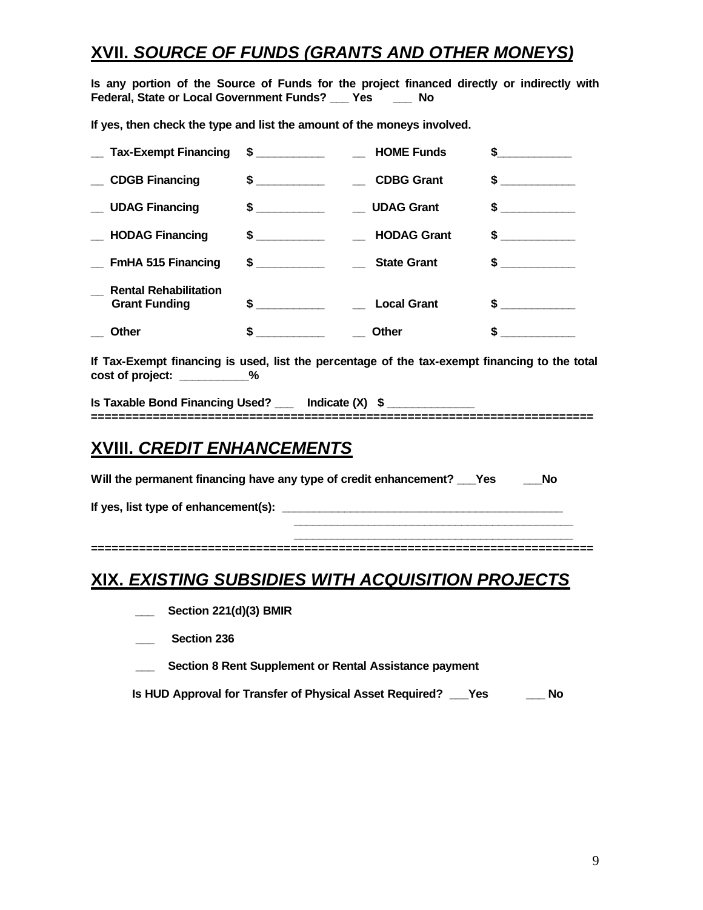## XVII. *SOURCE OF FUNDS (GRANTS AND OTHER MONEYS)*

**Is any portion of the Source of Funds for the project financed directly or indirectly with Federal, State or Local Government Funds? ___ Yes ___ No**

**If yes, then check the type and list the amount of the moneys involved.**

| | | | |
|---|---|---|---|
| __ Tax-Exempt Financing | $ ___________ | __ HOME Funds | $___________ |
| __ CDGB Financing | $ ___________ | __ CDBG Grant | $ ___________ |
| __ UDAG Financing | $ ___________ | __ UDAG Grant | $ ___________ |
| __ HODAG Financing | $ ___________ | __ HODAG Grant | $ ___________ |
| __ FmHA 515 Financing | $ ___________ | __ State Grant | $ ___________ |
| __ Rental Rehabilitation Grant Funding | $ ___________ | __ Local Grant | $ ___________ |
| __ Other | $ ___________ | __ Other | $ ___________ |

**If Tax-Exempt financing is used, list the percentage of the tax-exempt financing to the total cost of project: ___________%**

**Is Taxable Bond Financing Used? ___ Indicate (X) $ _____________**

=========================================================================

## XVIII. *CREDIT ENHANCEMENTS*

**Will the permanent financing have any type of credit enhancement? ___Yes ___No**

**If yes, list type of enhancement(s): _____________________________________________**

_____________________________________________

_____________________________________________

=========================================================================

## XIX. *EXISTING SUBSIDIES WITH ACQUISITION PROJECTS*

**___ Section 221(d)(3) BMIR**

**___ Section 236**

**___ Section 8 Rent Supplement or Rental Assistance payment**

**Is HUD Approval for Transfer of Physical Asset Required? ___Yes ___ No**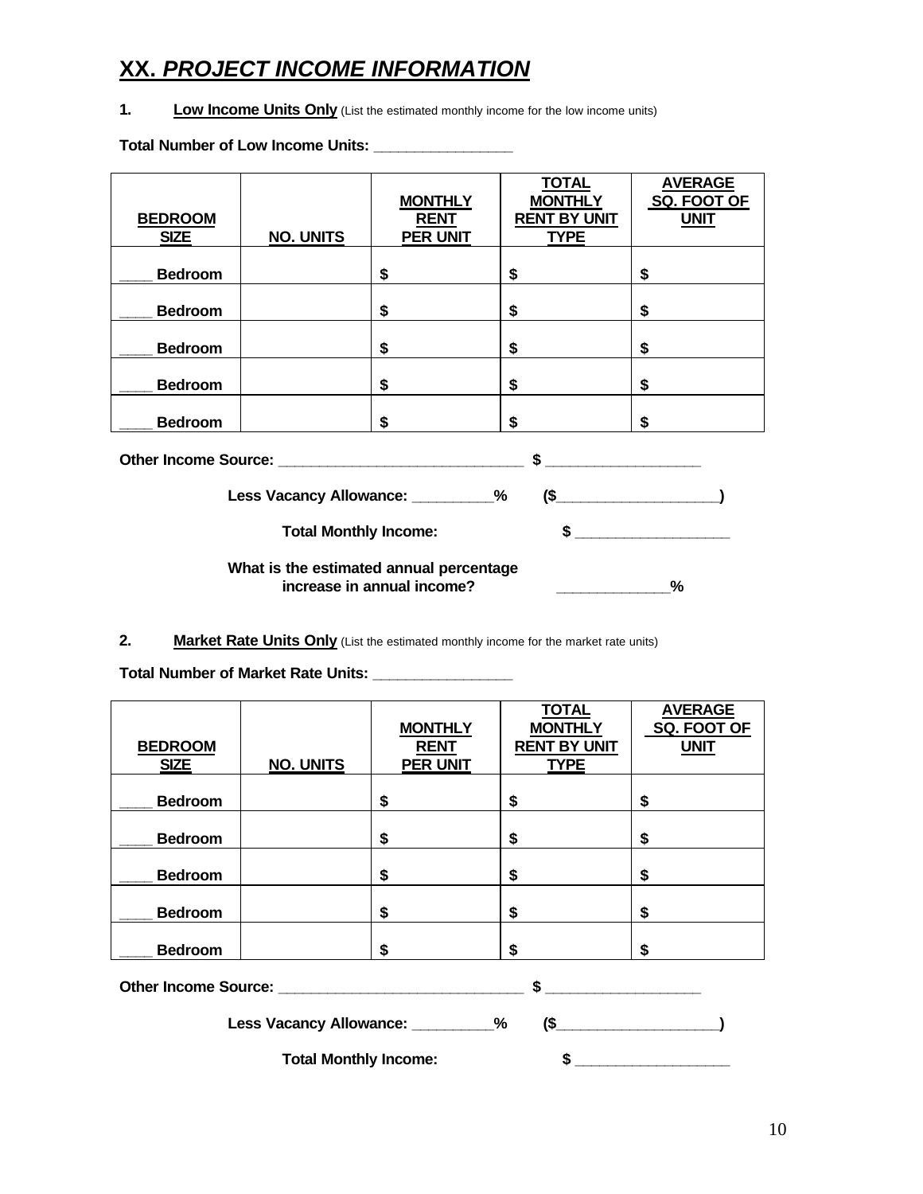# XX. *PROJECT INCOME INFORMATION*

**1. Low Income Units Only** (List the estimated monthly income for the low income units)

**Total Number of Low Income Units: ________________**

| BEDROOM SIZE | NO. UNITS | MONTHLY RENT PER UNIT | TOTAL MONTHLY RENT BY UNIT TYPE | AVERAGE SQ. FOOT OF UNIT |
|---|---|---|---|---|
| ____ Bedroom | | $ | $ | $ |
| ____ Bedroom | | $ | $ | $ |
| ____ Bedroom | | $ | $ | $ |
| ____ Bedroom | | $ | $ | $ |
| ____ Bedroom | | $ | $ | $ |

**Other Income Source: _____________________________ $ __________________**

**Less Vacancy Allowance: _________% ($___________________)**

**Total Monthly Income: $ __________________**

**What is the estimated annual percentage increase in annual income? _____________%**

**2. Market Rate Units Only** (List the estimated monthly income for the market rate units)

**Total Number of Market Rate Units: ________________**

| BEDROOM SIZE | NO. UNITS | MONTHLY RENT PER UNIT | TOTAL MONTHLY RENT BY UNIT TYPE | AVERAGE SQ. FOOT OF UNIT |
|---|---|---|---|---|
| ____ Bedroom | | $ | $ | $ |
| ____ Bedroom | | $ | $ | $ |
| ____ Bedroom | | $ | $ | $ |
| ____ Bedroom | | $ | $ | $ |
| ____ Bedroom | | $ | $ | $ |

**Other Income Source: _____________________________ $ __________________**

**Less Vacancy Allowance: _________% ($___________________)**

**Total Monthly Income: $ __________________**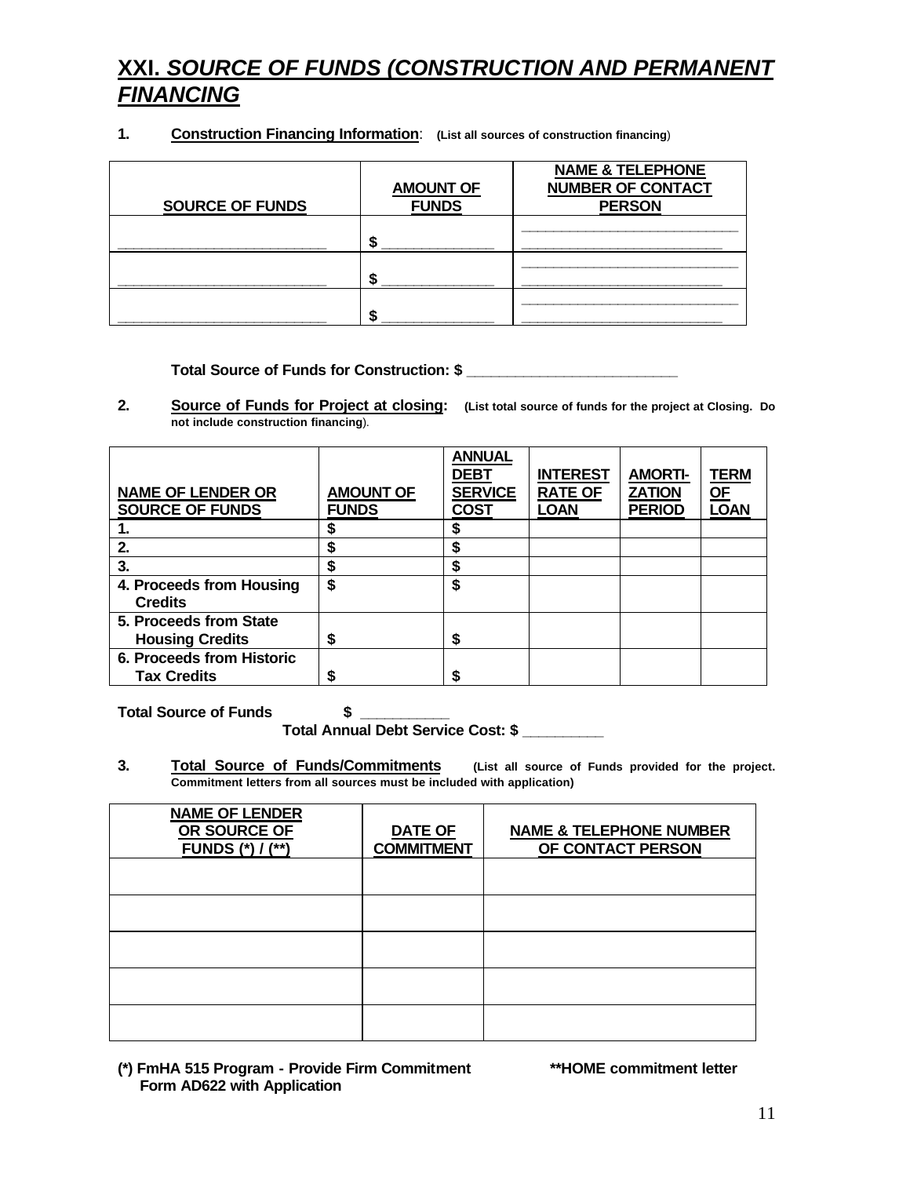# XXI. *SOURCE OF FUNDS (CONSTRUCTION AND PERMANENT FINANCING*

**1. Construction Financing Information**: **(List all sources of construction financing**)

| SOURCE OF FUNDS | AMOUNT OF FUNDS | NAME & TELEPHONE NUMBER OF CONTACT PERSON |
|---|---|---|
| ____________________________ | $ ______________ | ____________________________ ____________________________ |
| ____________________________ | $ ______________ | ____________________________ ____________________________ |
| ____________________________ | $ ______________ | ____________________________ ____________________________ |

**Total Source of Funds for Construction: $ ____________________________**

**2. Source of Funds for Project at closing: (List total source of funds for the project at Closing. Do not include construction financing**).

| NAME OF LENDER OR SOURCE OF FUNDS | AMOUNT OF FUNDS | ANNUAL DEBT SERVICE COST | INTEREST RATE OF LOAN | AMORTI-ZATION PERIOD | TERM OF LOAN |
|---|---|---|---|---|---|
| 1. | $ | $ | | | |
| 2. | $ | $ | | | |
| 3. | $ | $ | | | |
| 4. Proceeds from Housing Credits | $ | $ | | | |
| 5. Proceeds from State Housing Credits | $ | $ | | | |
| 6. Proceeds from Historic Tax Credits | $ | $ | | | |

**Total Source of Funds $ ___________**

**Total Annual Debt Service Cost: $ __________**

**3. Total Source of Funds/Commitments (List all source of Funds provided for the project. Commitment letters from all sources must be included with application)**

| NAME OF LENDER OR SOURCE OF FUNDS (*) / (**) | DATE OF COMMITMENT | NAME & TELEPHONE NUMBER OF CONTACT PERSON |
|---|---|---|
| | | |
| | | |
| | | |
| | | |
| | | |

**(*) FmHA 515 Program - Provide Firm Commitment Form AD622 with Application**

****HOME commitment letter**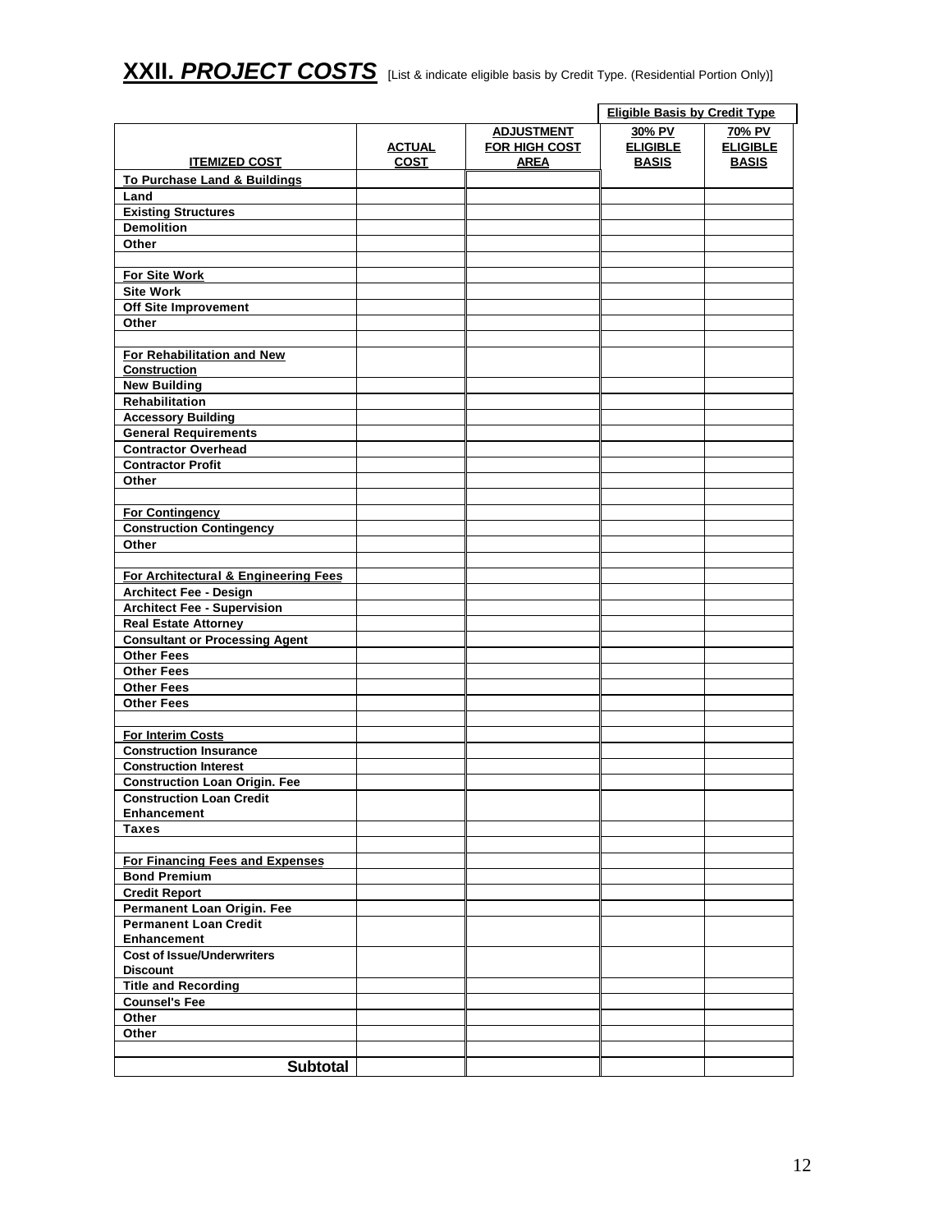# XXII. *PROJECT COSTS* [List & indicate eligible basis by Credit Type. (Residential Portion Only)]

| | | | Eligible Basis by Credit Type | |
|---|---|---|---|---|
| ITEMIZED COST | ACTUAL COST | ADJUSTMENT FOR HIGH COST AREA | 30% PV ELIGIBLE BASIS | 70% PV ELIGIBLE BASIS |
| **To Purchase Land & Buildings** | | | | |
| Land | | | | |
| Existing Structures | | | | |
| Demolition | | | | |
| Other | | | | |
| | | | | |
| **For Site Work** | | | | |
| Site Work | | | | |
| Off Site Improvement | | | | |
| Other | | | | |
| | | | | |
| **For Rehabilitation and New Construction** | | | | |
| New Building | | | | |
| Rehabilitation | | | | |
| Accessory Building | | | | |
| General Requirements | | | | |
| Contractor Overhead | | | | |
| Contractor Profit | | | | |
| Other | | | | |
| | | | | |
| **For Contingency** | | | | |
| Construction Contingency | | | | |
| Other | | | | |
| | | | | |
| **For Architectural & Engineering Fees** | | | | |
| Architect Fee - Design | | | | |
| Architect Fee - Supervision | | | | |
| Real Estate Attorney | | | | |
| Consultant or Processing Agent | | | | |
| Other Fees | | | | |
| Other Fees | | | | |
| Other Fees | | | | |
| Other Fees | | | | |
| | | | | |
| **For Interim Costs** | | | | |
| Construction Insurance | | | | |
| Construction Interest | | | | |
| Construction Loan Origin. Fee | | | | |
| Construction Loan Credit Enhancement | | | | |
| Taxes | | | | |
| | | | | |
| **For Financing Fees and Expenses** | | | | |
| Bond Premium | | | | |
| Credit Report | | | | |
| Permanent Loan Origin. Fee | | | | |
| Permanent Loan Credit Enhancement | | | | |
| Cost of Issue/Underwriters Discount | | | | |
| Title and Recording | | | | |
| Counsel's Fee | | | | |
| Other | | | | |
| Other | | | | |
| | | | | |
| **Subtotal** | | | | |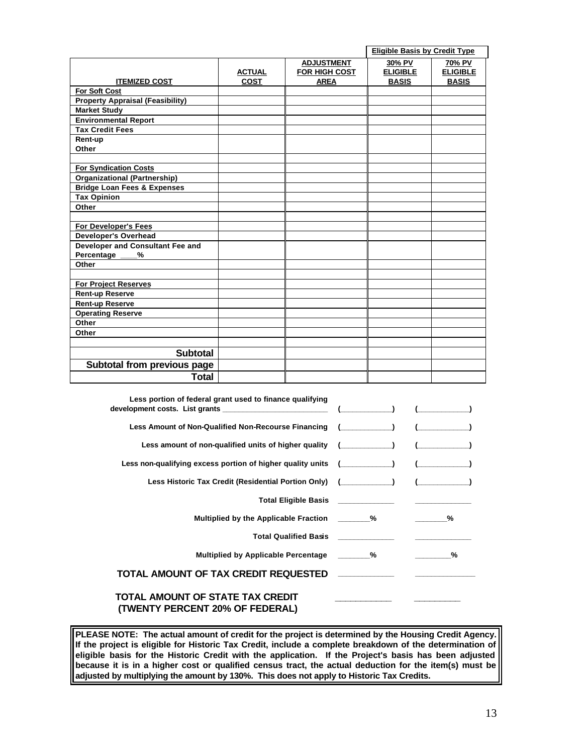| | | | Eligible Basis by Credit Type | |
|---|---|---|---|---|
| **ITEMIZED COST** | **ACTUAL COST** | **ADJUSTMENT FOR HIGH COST AREA** | **30% PV ELIGIBLE BASIS** | **70% PV ELIGIBLE BASIS** |
| **For Soft Cost** | | | | |
| **Property Appraisal (Feasibility)** | | | | |
| **Market Study** | | | | |
| **Environmental Report** | | | | |
| **Tax Credit Fees** | | | | |
| **Rent-up Other** | | | | |
| | | | | |
| **For Syndication Costs** | | | | |
| **Organizational (Partnership)** | | | | |
| **Bridge Loan Fees & Expenses** | | | | |
| **Tax Opinion** | | | | |
| **Other** | | | | |
| | | | | |
| **For Developer's Fees** | | | | |
| **Developer's Overhead** | | | | |
| **Developer and Consultant Fee and Percentage ____%** | | | | |
| **Other** | | | | |
| | | | | |
| **For Project Reserves** | | | | |
| **Rent-up Reserve** | | | | |
| **Rent-up Reserve** | | | | |
| **Operating Reserve** | | | | |
| **Other** | | | | |
| **Other** | | | | |
| | | | | |
| **Subtotal** | | | | |
| **Subtotal from previous page** | | | | |
| **Total** | | | | |

| | | |
|---|---|---|
| **Less portion of federal grant used to finance qualifying development costs. List grants ________________________** | **(___________)** | **(___________)** |
| **Less Amount of Non-Qualified Non-Recourse Financing** | **(___________)** | **(___________)** |
| **Less amount of non-qualified units of higher quality** | **(___________)** | **(___________)** |
| **Less non-qualifying excess portion of higher quality units** | **(___________)** | **(___________)** |
| **Less Historic Tax Credit (Residential Portion Only)** | **(___________)** | **(___________)** |
| **Total Eligible Basis** | ____________ | ____________ |
| **Multiplied by the Applicable Fraction** | **_______%** | **_______%** |
| **Total Qualified Basis** | ____________ | ____________ |
| **Multiplied by Applicable Percentage** | **_______%** | **________%** |
| **TOTAL AMOUNT OF TAX CREDIT REQUESTED** | ____________ | ____________ |
| **TOTAL AMOUNT OF STATE TAX CREDIT (TWENTY PERCENT 20% OF FEDERAL)** | ____________ | __________ |

**PLEASE NOTE: The actual amount of credit for the project is determined by the Housing Credit Agency. If the project is eligible for Historic Tax Credit, include a complete breakdown of the determination of eligible basis for the Historic Credit with the application. If the Project's basis has been adjusted because it is in a higher cost or qualified census tract, the actual deduction for the item(s) must be adjusted by multiplying the amount by 130%. This does not apply to Historic Tax Credits.**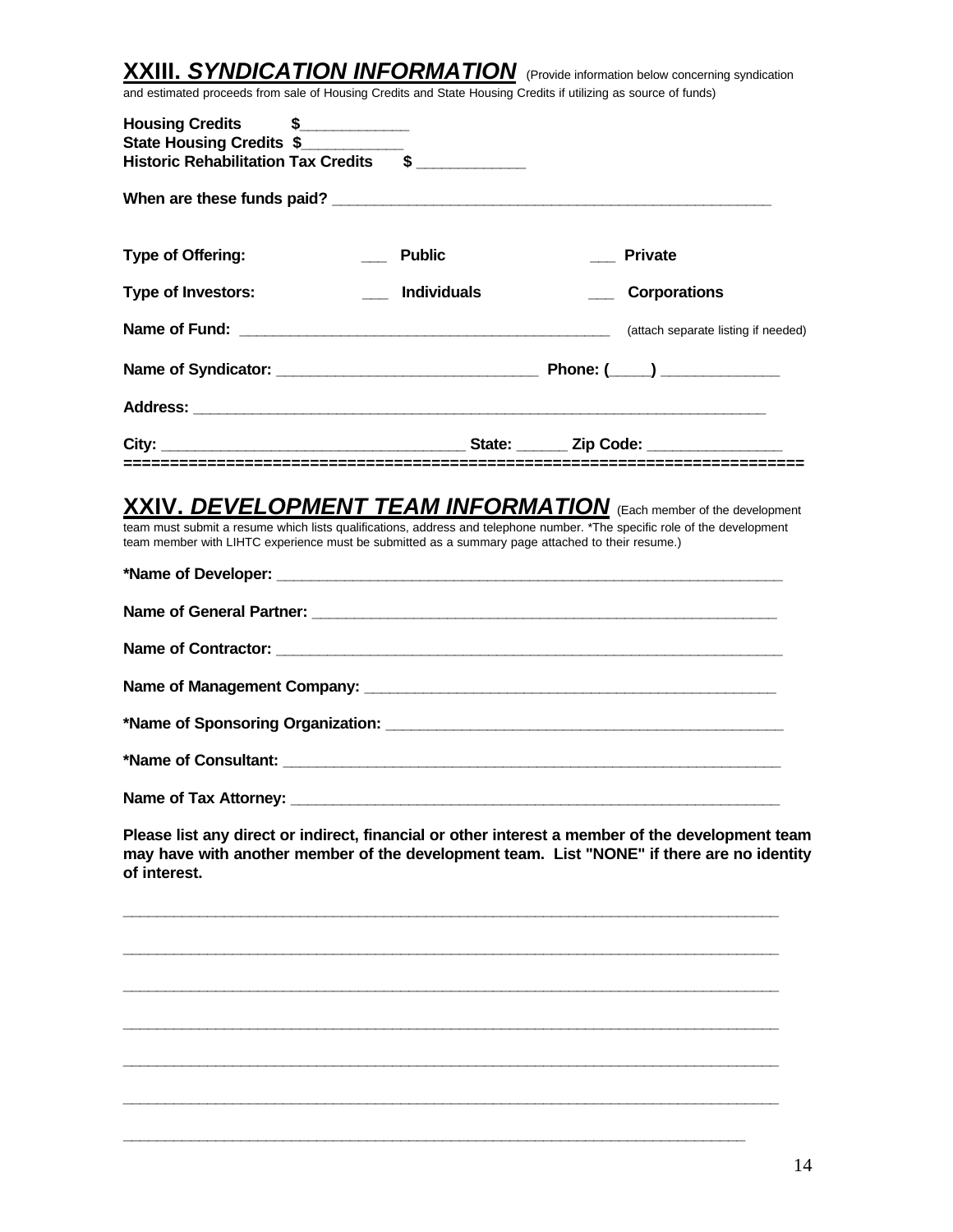## XXIII. ***SYNDICATION INFORMATION*** (Provide information below concerning syndication and estimated proceeds from sale of Housing Credits and State Housing Credits if utilizing as source of funds)

**Housing Credits $____________**
**State Housing Credits $___________**
**Historic Rehabilitation Tax Credits $ ____________**

**When are these funds paid? ____________________________________________________**

**Type of Offering:** ___ **Public** ___ **Private**

**Type of Investors:** ___ **Individuals** ___ **Corporations**

**Name of Fund:** _____________________________________________ (attach separate listing if needed)

**Name of Syndicator:** ______________________________ **Phone: (_____)** _____________

**Address:** ______________________________________________________________________

**City:** __________________________________ **State:** ______ **Zip Code:** _______________

=======================================================================

## XXIV. ***DEVELOPMENT TEAM INFORMATION*** (Each member of the development team must submit a resume which lists qualifications, address and telephone number. *The specific role of the development team member with LIHTC experience must be submitted as a summary page attached to their resume.)

**\*Name of Developer:** _____________________________________________________________

**Name of General Partner:** __________________________________________________________

**Name of Contractor:** _______________________________________________________________

**Name of Management Company:** ____________________________________________________

**\*Name of Sponsoring Organization:** _________________________________________________

**\*Name of Consultant:** _____________________________________________________________

**Name of Tax Attorney:** ____________________________________________________________

**Please list any direct or indirect, financial or other interest a member of the development team may have with another member of the development team. List "NONE" if there are no identity of interest.**

_____________________________________________________________________________

_____________________________________________________________________________

_____________________________________________________________________________

_____________________________________________________________________________

_____________________________________________________________________________

_____________________________________________________________________________

__________________________________________________________________________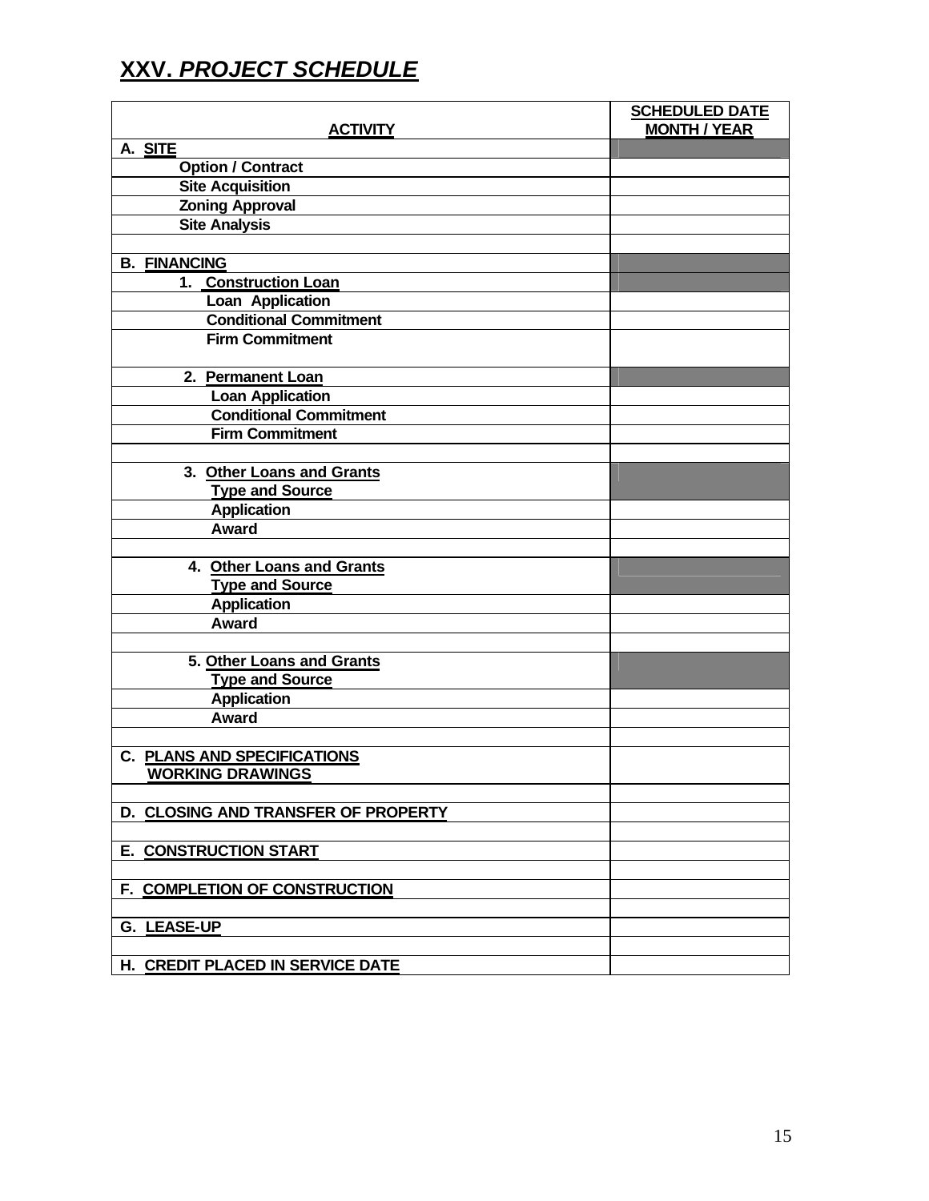## XXV. *PROJECT SCHEDULE*

| ACTIVITY | SCHEDULED DATE MONTH / YEAR |
|---|---|
| A. SITE | |
| Option / Contract | |
| Site Acquisition | |
| Zoning Approval | |
| Site Analysis | |
| | |
| B. FINANCING | |
| 1. Construction Loan | |
| Loan Application | |
| Conditional Commitment | |
| Firm Commitment | |
| 2. Permanent Loan | |
| Loan Application | |
| Conditional Commitment | |
| Firm Commitment | |
| | |
| 3. Other Loans and Grants Type and Source | |
| Application | |
| Award | |
| | |
| 4. Other Loans and Grants Type and Source | |
| Application | |
| Award | |
| | |
| 5. Other Loans and Grants Type and Source | |
| Application | |
| Award | |
| | |
| C. PLANS AND SPECIFICATIONS WORKING DRAWINGS | |
| | |
| D. CLOSING AND TRANSFER OF PROPERTY | |
| | |
| E. CONSTRUCTION START | |
| | |
| F. COMPLETION OF CONSTRUCTION | |
| | |
| G. LEASE-UP | |
| | |
| H. CREDIT PLACED IN SERVICE DATE | |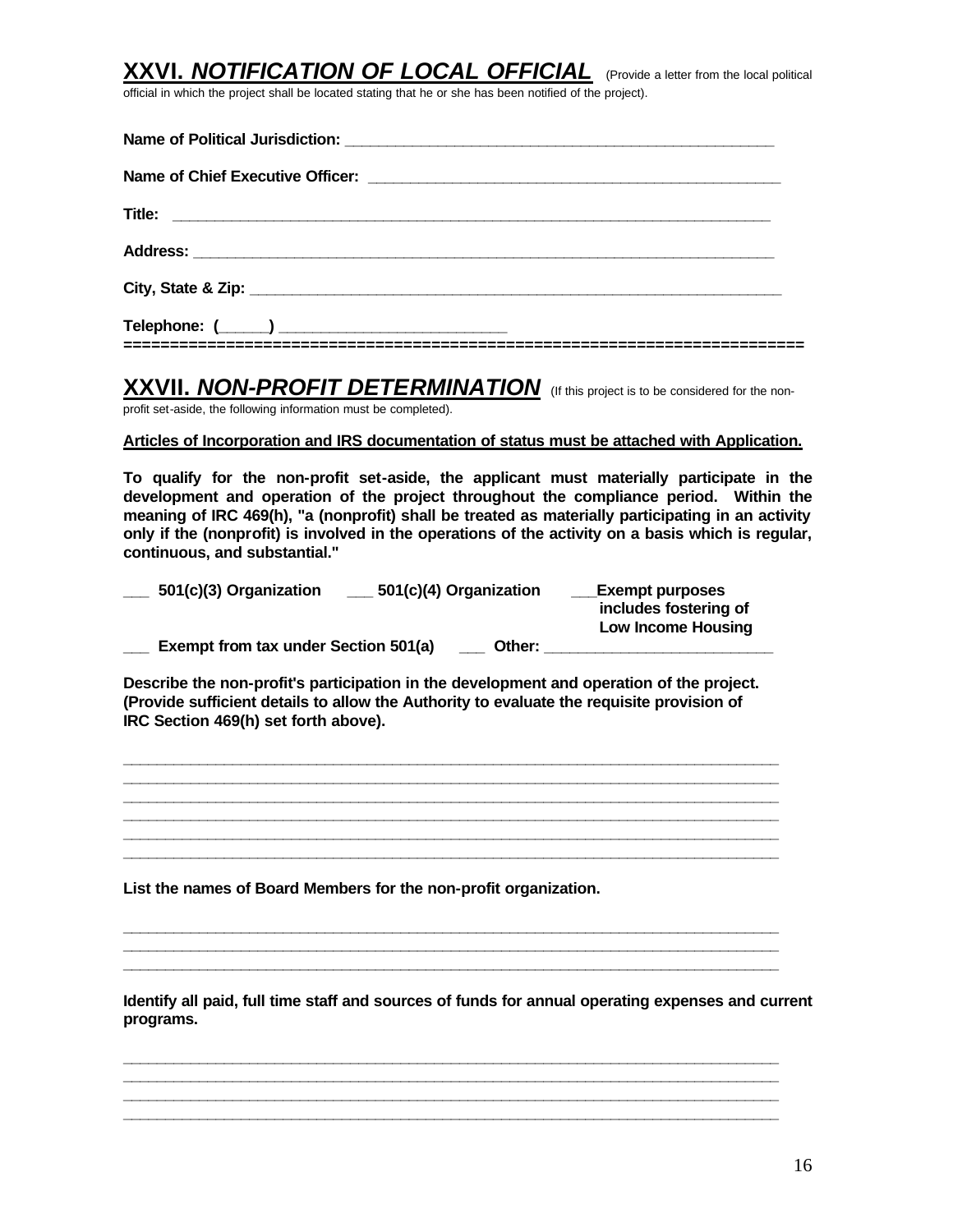## XXVI. *NOTIFICATION OF LOCAL OFFICIAL* (Provide a letter from the local political official in which the project shall be located stating that he or she has been notified of the project).

**Name of Political Jurisdiction:** ___________________________________________________

**Name of Chief Executive Officer:** ___________________________________________________

**Title:** ___________________________________________________________________________

**Address:** _________________________________________________________________________

**City, State & Zip:** __________________________________________________________________

**Telephone: (_____)** ___________________________

======================================================================

## XXVII. *NON-PROFIT DETERMINATION* (If this project is to be considered for the non-profit set-aside, the following information must be completed).

**Articles of Incorporation and IRS documentation of status must be attached with Application.**

**To qualify for the non-profit set-aside, the applicant must materially participate in the development and operation of the project throughout the compliance period. Within the meaning of IRC 469(h), "a (nonprofit) shall be treated as materially participating in an activity only if the (nonprofit) is involved in the operations of the activity on a basis which is regular, continuous, and substantial."**

**___ 501(c)(3) Organization** &nbsp;&nbsp; **___ 501(c)(4) Organization** &nbsp;&nbsp; **___Exempt purposes includes fostering of Low Income Housing**

**___ Exempt from tax under Section 501(a)** &nbsp;&nbsp; **___ Other:** ___________________________

**Describe the non-profit's participation in the development and operation of the project. (Provide sufficient details to allow the Authority to evaluate the requisite provision of IRC Section 469(h) set forth above).**

______________________________________________________________________________
______________________________________________________________________________
______________________________________________________________________________
______________________________________________________________________________
______________________________________________________________________________
______________________________________________________________________________

**List the names of Board Members for the non-profit organization.**

______________________________________________________________________________
______________________________________________________________________________
______________________________________________________________________________

**Identify all paid, full time staff and sources of funds for annual operating expenses and current programs.**

______________________________________________________________________________
______________________________________________________________________________
______________________________________________________________________________
______________________________________________________________________________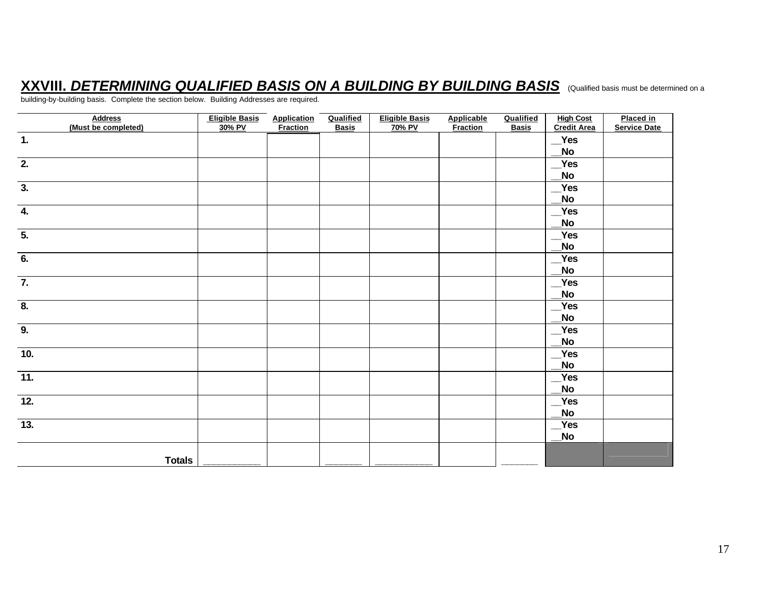## XXVIII. *DETERMINING QUALIFIED BASIS ON A BUILDING BY BUILDING BASIS* (Qualified basis must be determined on a building-by-building basis. Complete the section below. Building Addresses are required.

| Address (Must be completed) | Eligible Basis 30% PV | Application Fraction | Qualified Basis | Eligible Basis 70% PV | Applicable Fraction | Qualified Basis | High Cost Credit Area | Placed in Service Date |
|---|---|---|---|---|---|---|---|---|
| 1. | | | | | | | __Yes __No | |
| 2. | | | | | | | __Yes __No | |
| 3. | | | | | | | __Yes __No | |
| 4. | | | | | | | __Yes __No | |
| 5. | | | | | | | __Yes __No | |
| 6. | | | | | | | __Yes __No | |
| 7. | | | | | | | __Yes __No | |
| 8. | | | | | | | __Yes __No | |
| 9. | | | | | | | __Yes __No | |
| 10. | | | | | | | __Yes __No | |
| 11. | | | | | | | __Yes __No | |
| 12. | | | | | | | __Yes __No | |
| 13. | | | | | | | __Yes __No | |
| Totals | __________ | | ______ | __________ | | ______ | | |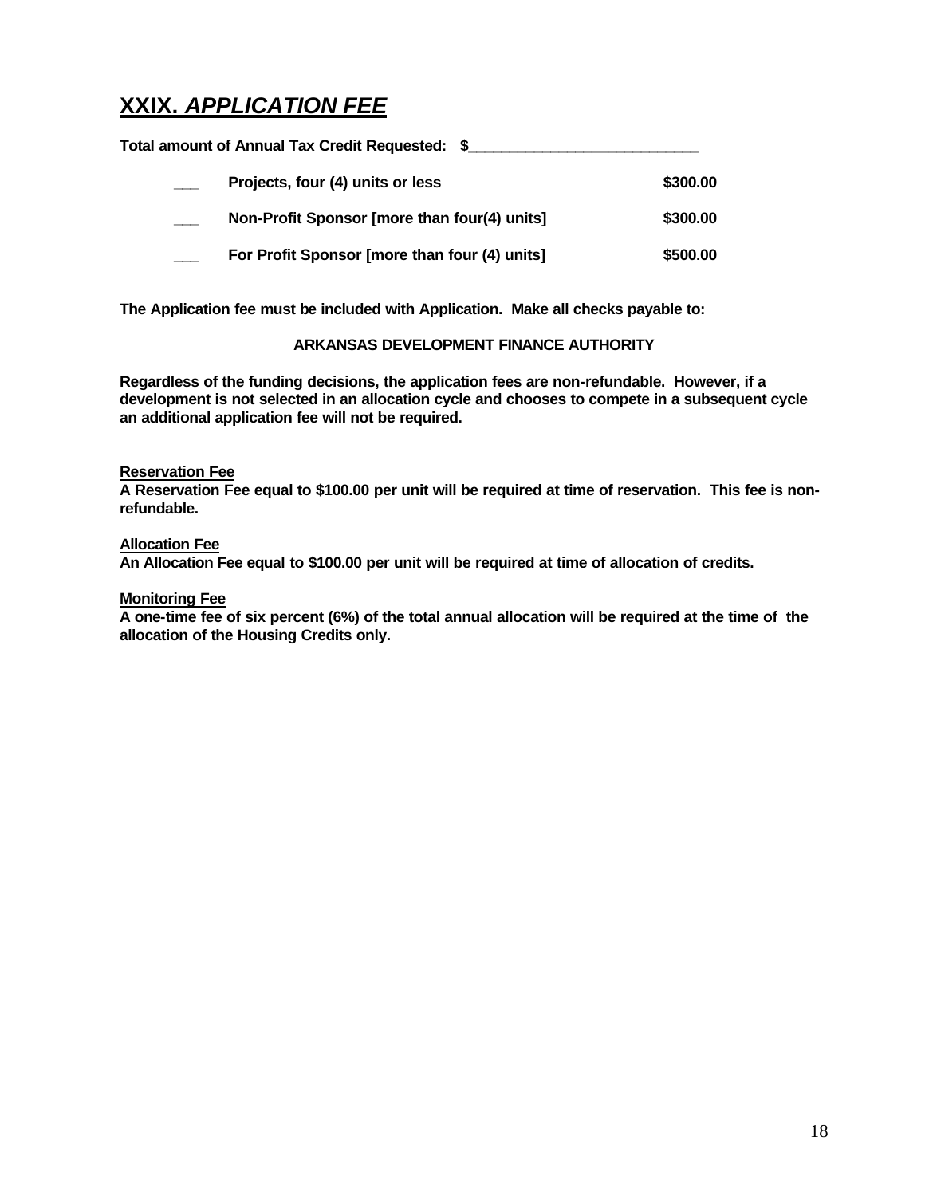## XXIX. *APPLICATION FEE*

**Total amount of Annual Tax Credit Requested: $___________________________**

| | | |
|---|---|---|
| ___ | **Projects, four (4) units or less** | **$300.00** |
| ___ | **Non-Profit Sponsor [more than four(4) units]** | **$300.00** |
| ___ | **For Profit Sponsor [more than four (4) units]** | **$500.00** |

**The Application fee must be included with Application. Make all checks payable to:**

**ARKANSAS DEVELOPMENT FINANCE AUTHORITY**

**Regardless of the funding decisions, the application fees are non-refundable. However, if a development is not selected in an allocation cycle and chooses to compete in a subsequent cycle an additional application fee will not be required.**

**Reservation Fee**
**A Reservation Fee equal to $100.00 per unit will be required at time of reservation. This fee is non-refundable.**

**Allocation Fee**
**An Allocation Fee equal to $100.00 per unit will be required at time of allocation of credits.**

**Monitoring Fee**
**A one-time fee of six percent (6%) of the total annual allocation will be required at the time of the allocation of the Housing Credits only.**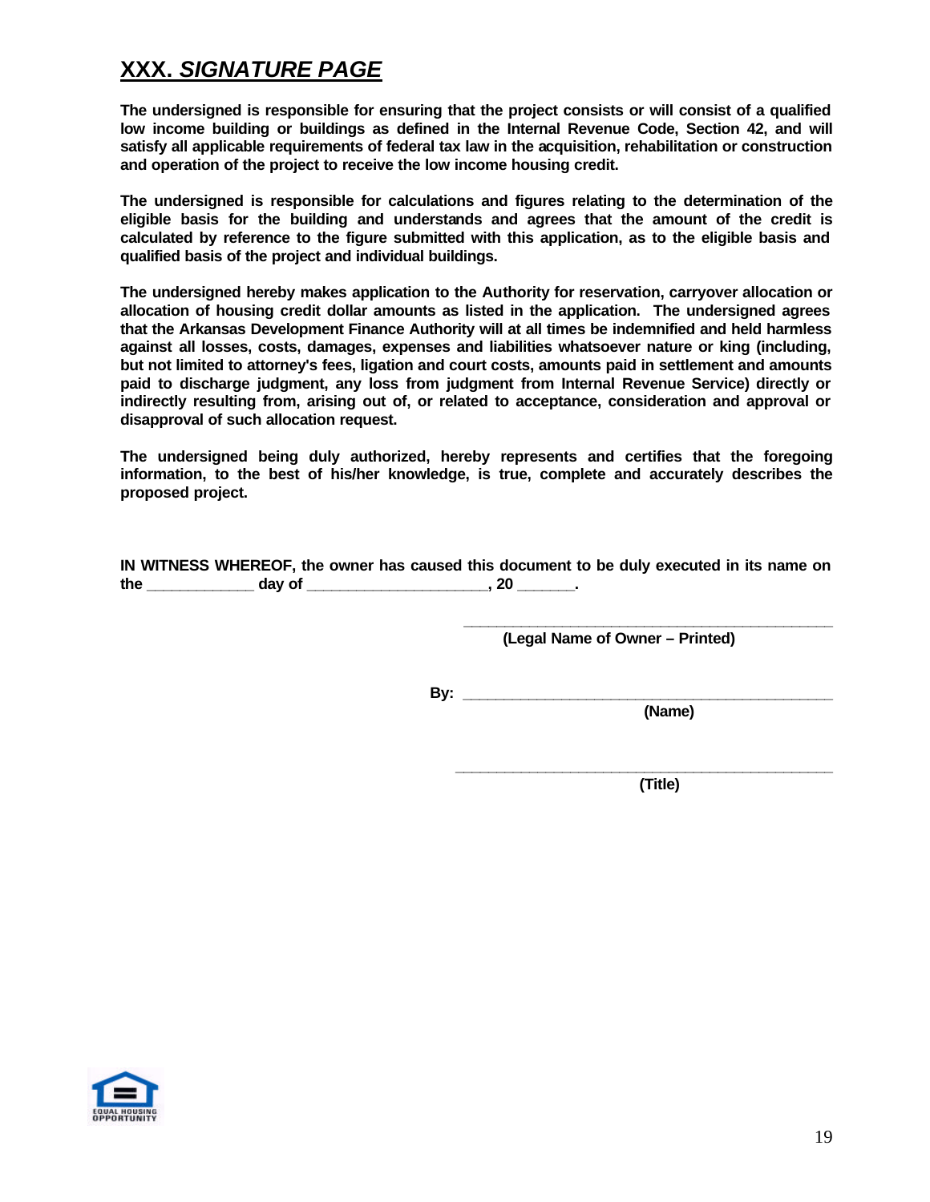# XXX. *SIGNATURE PAGE*

**The undersigned is responsible for ensuring that the project consists or will consist of a qualified low income building or buildings as defined in the Internal Revenue Code, Section 42, and will satisfy all applicable requirements of federal tax law in the acquisition, rehabilitation or construction and operation of the project to receive the low income housing credit.**

**The undersigned is responsible for calculations and figures relating to the determination of the eligible basis for the building and understands and agrees that the amount of the credit is calculated by reference to the figure submitted with this application, as to the eligible basis and qualified basis of the project and individual buildings.**

**The undersigned hereby makes application to the Authority for reservation, carryover allocation or allocation of housing credit dollar amounts as listed in the application. The undersigned agrees that the Arkansas Development Finance Authority will at all times be indemnified and held harmless against all losses, costs, damages, expenses and liabilities whatsoever nature or king (including, but not limited to attorney's fees, ligation and court costs, amounts paid in settlement and amounts paid to discharge judgment, any loss from judgment from Internal Revenue Service) directly or indirectly resulting from, arising out of, or related to acceptance, consideration and approval or disapproval of such allocation request.**

**The undersigned being duly authorized, hereby represents and certifies that the foregoing information, to the best of his/her knowledge, is true, complete and accurately describes the proposed project.**

**IN WITNESS WHEREOF, the owner has caused this document to be duly executed in its name on the ____________ day of ____________________, 20 ______.**

_____________________________________________
**(Legal Name of Owner – Printed)**

**By:** _____________________________________________
**(Name)**

_____________________________________________
**(Title)**

EQUAL HOUSING OPPORTUNITY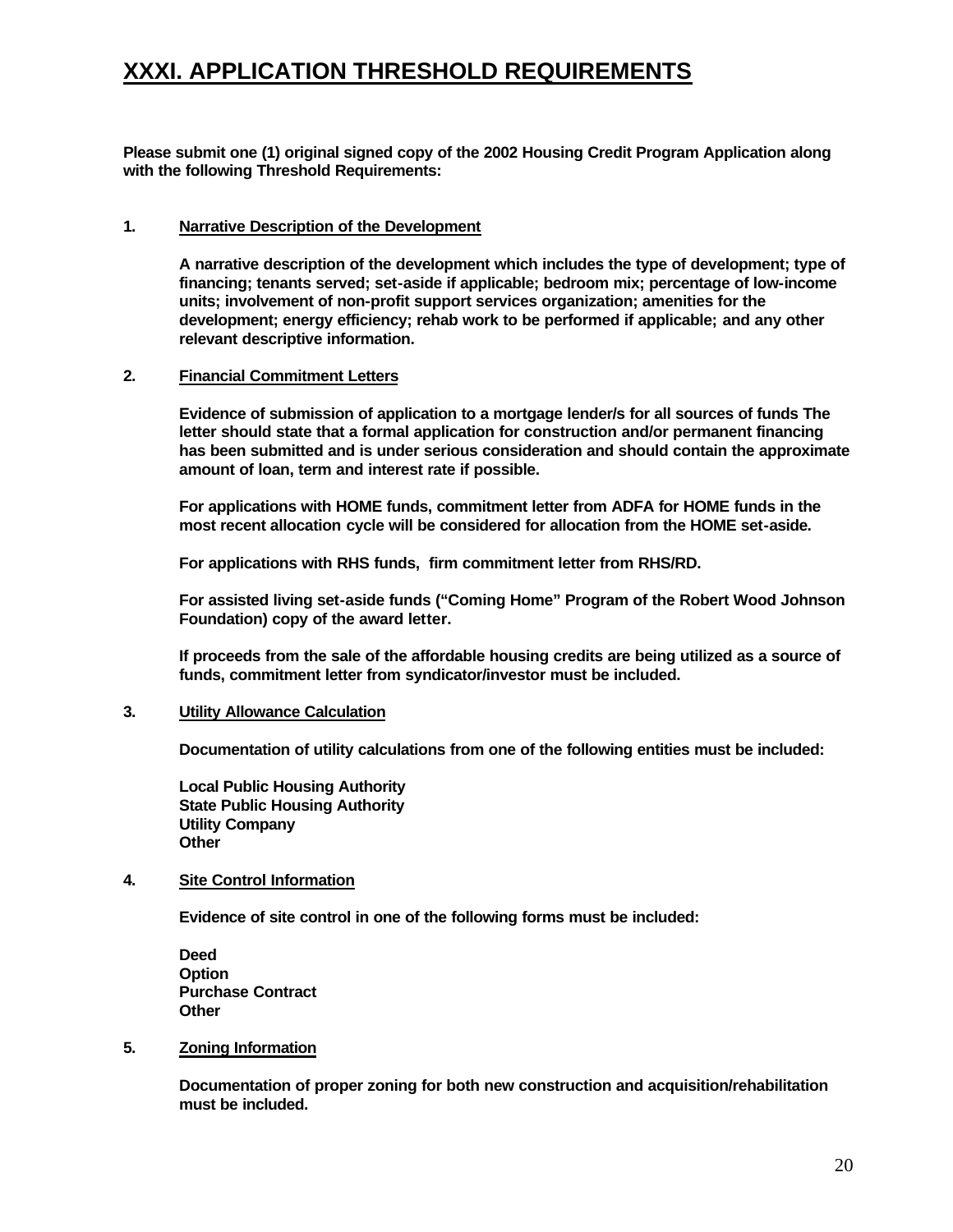# XXXI. APPLICATION THRESHOLD REQUIREMENTS

**Please submit one (1) original signed copy of the 2002 Housing Credit Program Application along with the following Threshold Requirements:**

**1. Narrative Description of the Development**

**A narrative description of the development which includes the type of development; type of financing; tenants served; set-aside if applicable; bedroom mix; percentage of low-income units; involvement of non-profit support services organization; amenities for the development; energy efficiency; rehab work to be performed if applicable; and any other relevant descriptive information.**

**2. Financial Commitment Letters**

**Evidence of submission of application to a mortgage lender/s for all sources of funds The letter should state that a formal application for construction and/or permanent financing has been submitted and is under serious consideration and should contain the approximate amount of loan, term and interest rate if possible.**

**For applications with HOME funds, commitment letter from ADFA for HOME funds in the most recent allocation cycle will be considered for allocation from the HOME set-aside.**

**For applications with RHS funds, firm commitment letter from RHS/RD.**

**For assisted living set-aside funds ("Coming Home" Program of the Robert Wood Johnson Foundation) copy of the award letter.**

**If proceeds from the sale of the affordable housing credits are being utilized as a source of funds, commitment letter from syndicator/investor must be included.**

**3. Utility Allowance Calculation**

**Documentation of utility calculations from one of the following entities must be included:**

**Local Public Housing Authority**
**State Public Housing Authority**
**Utility Company**
**Other**

**4. Site Control Information**

**Evidence of site control in one of the following forms must be included:**

**Deed**
**Option**
**Purchase Contract**
**Other**

**5. Zoning Information**

**Documentation of proper zoning for both new construction and acquisition/rehabilitation must be included.**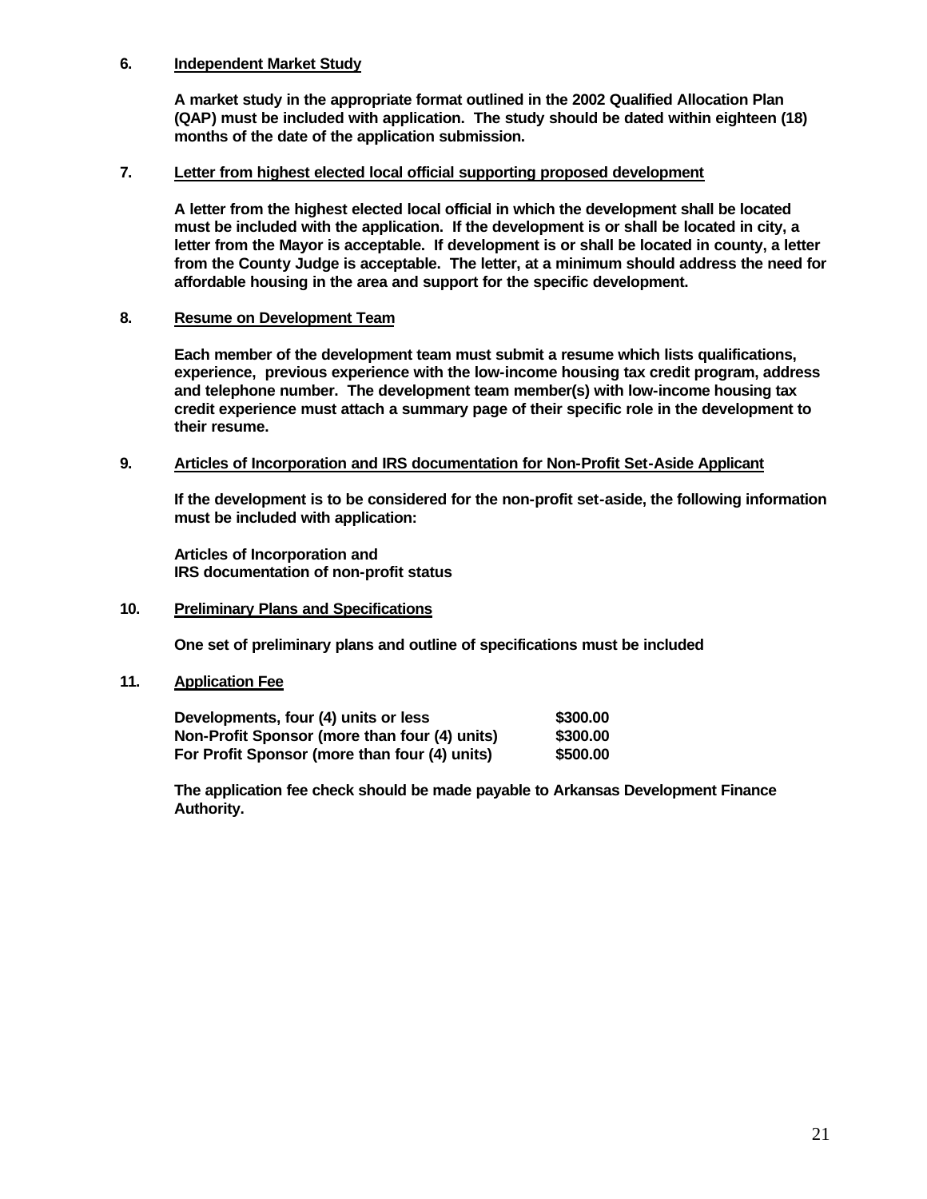**6. Independent Market Study**

**A market study in the appropriate format outlined in the 2002 Qualified Allocation Plan (QAP) must be included with application. The study should be dated within eighteen (18) months of the date of the application submission.**

**7. Letter from highest elected local official supporting proposed development**

**A letter from the highest elected local official in which the development shall be located must be included with the application. If the development is or shall be located in city, a letter from the Mayor is acceptable. If development is or shall be located in county, a letter from the County Judge is acceptable. The letter, at a minimum should address the need for affordable housing in the area and support for the specific development.**

**8. Resume on Development Team**

**Each member of the development team must submit a resume which lists qualifications, experience, previous experience with the low-income housing tax credit program, address and telephone number. The development team member(s) with low-income housing tax credit experience must attach a summary page of their specific role in the development to their resume.**

**9. Articles of Incorporation and IRS documentation for Non-Profit Set-Aside Applicant**

**If the development is to be considered for the non-profit set-aside, the following information must be included with application:**

**Articles of Incorporation and**
**IRS documentation of non-profit status**

**10. Preliminary Plans and Specifications**

**One set of preliminary plans and outline of specifications must be included**

**11. Application Fee**

| | |
|---|---|
| **Developments, four (4) units or less** | **\$300.00** |
| **Non-Profit Sponsor (more than four (4) units)** | **\$300.00** |
| **For Profit Sponsor (more than four (4) units)** | **\$500.00** |

**The application fee check should be made payable to Arkansas Development Finance Authority.**